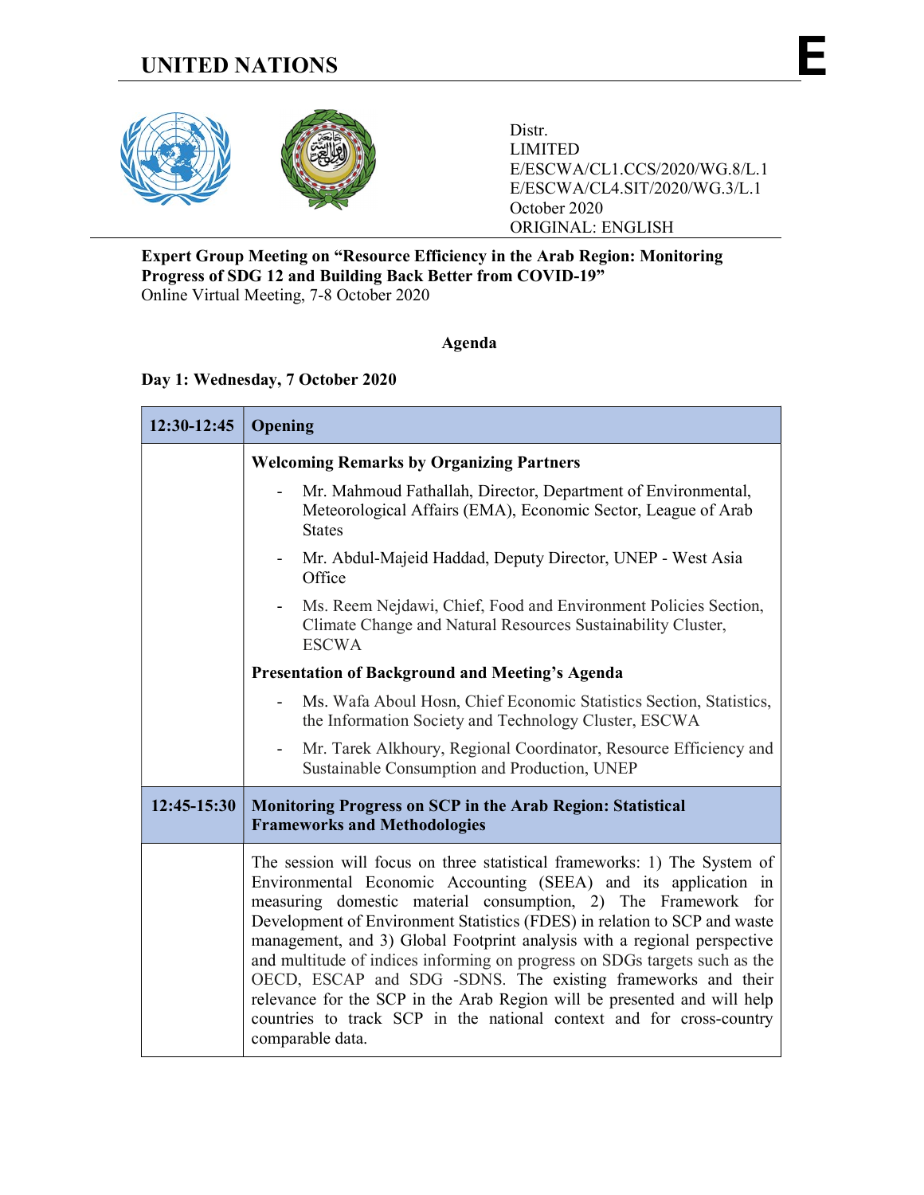# UNITED NATIONS

**E**

Distr.
LIMITED
E/ESCWA/CL1.CCS/2020/WG.8/L.1
E/ESCWA/CL4.SIT/2020/WG.3/L.1
October 2020
ORIGINAL: ENGLISH

**Expert Group Meeting on "Resource Efficiency in the Arab Region: Monitoring Progress of SDG 12 and Building Back Better from COVID-19"**
Online Virtual Meeting, 7-8 October 2020

## Agenda

### Day 1: Wednesday, 7 October 2020

| 12:30-12:45 | Opening |
|---|---|
| | **Welcoming Remarks by Organizing Partners**<br>- Mr. Mahmoud Fathallah, Director, Department of Environmental, Meteorological Affairs (EMA), Economic Sector, League of Arab States<br>- Mr. Abdul-Majeid Haddad, Deputy Director, UNEP - West Asia Office<br>- Ms. Reem Nejdawi, Chief, Food and Environment Policies Section, Climate Change and Natural Resources Sustainability Cluster, ESCWA<br>**Presentation of Background and Meeting's Agenda**<br>- Ms. Wafa Aboul Hosn, Chief Economic Statistics Section, Statistics, the Information Society and Technology Cluster, ESCWA<br>- Mr. Tarek Alkhoury, Regional Coordinator, Resource Efficiency and Sustainable Consumption and Production, UNEP |
| **12:45-15:30** | **Monitoring Progress on SCP in the Arab Region: Statistical Frameworks and Methodologies** |
| | The session will focus on three statistical frameworks: 1) The System of Environmental Economic Accounting (SEEA) and its application in measuring domestic material consumption, 2) The Framework for Development of Environment Statistics (FDES) in relation to SCP and waste management, and 3) Global Footprint analysis with a regional perspective and multitude of indices informing on progress on SDGs targets such as the OECD, ESCAP and SDG -SDNS. The existing frameworks and their relevance for the SCP in the Arab Region will be presented and will help countries to track SCP in the national context and for cross-country comparable data. |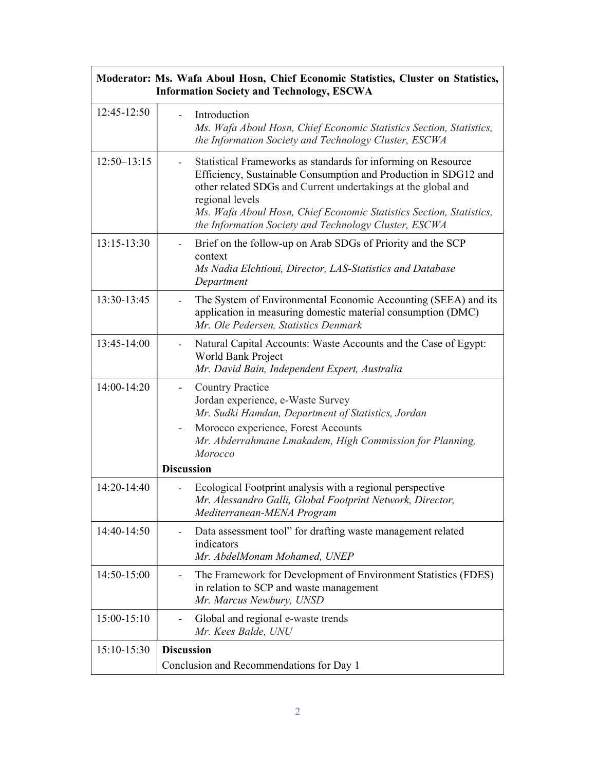| Moderator: Ms. Wafa Aboul Hosn, Chief Economic Statistics, Cluster on Statistics, Information Society and Technology, ESCWA | |
|---|---|
| 12:45-12:50 | - Introduction<br>*Ms. Wafa Aboul Hosn, Chief Economic Statistics Section, Statistics, the Information Society and Technology Cluster, ESCWA* |
| 12:50–13:15 | - Statistical Frameworks as standards for informing on Resource Efficiency, Sustainable Consumption and Production in SDG12 and other related SDGs and Current undertakings at the global and regional levels<br>*Ms. Wafa Aboul Hosn, Chief Economic Statistics Section, Statistics, the Information Society and Technology Cluster, ESCWA* |
| 13:15-13:30 | - Brief on the follow-up on Arab SDGs of Priority and the SCP context<br>*Ms Nadia Elchtioui, Director, LAS-Statistics and Database Department* |
| 13:30-13:45 | - The System of Environmental Economic Accounting (SEEA) and its application in measuring domestic material consumption (DMC)<br>*Mr. Ole Pedersen, Statistics Denmark* |
| 13:45-14:00 | - Natural Capital Accounts: Waste Accounts and the Case of Egypt: World Bank Project<br>*Mr. David Bain, Independent Expert, Australia* |
| 14:00-14:20 | - Country Practice<br>Jordan experience, e-Waste Survey<br>*Mr. Sudki Hamdan, Department of Statistics, Jordan*<br>- Morocco experience, Forest Accounts<br>*Mr. Abderrahmane Lmakadem, High Commission for Planning, Morocco*<br>**Discussion** |
| 14:20-14:40 | - Ecological Footprint analysis with a regional perspective<br>*Mr. Alessandro Galli, Global Footprint Network, Director, Mediterranean-MENA Program* |
| 14:40-14:50 | - Data assessment tool" for drafting waste management related indicators<br>*Mr. AbdelMonam Mohamed, UNEP* |
| 14:50-15:00 | - The Framework for Development of Environment Statistics (FDES) in relation to SCP and waste management<br>*Mr. Marcus Newbury, UNSD* |
| 15:00-15:10 | - Global and regional e-waste trends<br>*Mr. Kees Balde, UNU* |
| 15:10-15:30 | **Discussion**<br>Conclusion and Recommendations for Day 1 |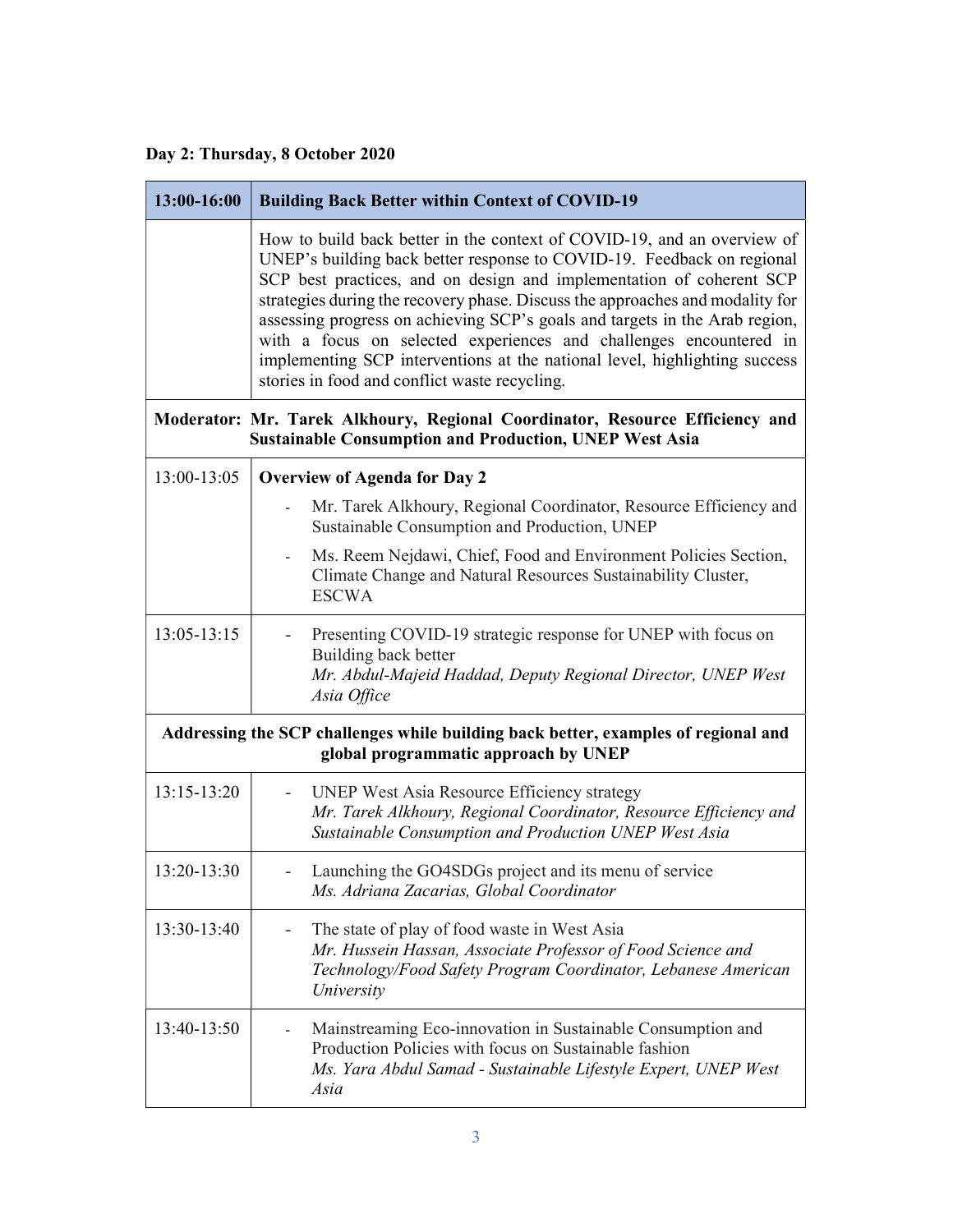**Day 2: Thursday, 8 October 2020**

| 13:00-16:00 | **Building Back Better within Context of COVID-19** |
|---|---|
| | How to build back better in the context of COVID-19, and an overview of UNEP's building back better response to COVID-19. Feedback on regional SCP best practices, and on design and implementation of coherent SCP strategies during the recovery phase. Discuss the approaches and modality for assessing progress on achieving SCP's goals and targets in the Arab region, with a focus on selected experiences and challenges encountered in implementing SCP interventions at the national level, highlighting success stories in food and conflict waste recycling. |
| **Moderator: Mr. Tarek Alkhoury, Regional Coordinator, Resource Efficiency and Sustainable Consumption and Production, UNEP West Asia** | |
| 13:00-13:05 | **Overview of Agenda for Day 2**<br>- Mr. Tarek Alkhoury, Regional Coordinator, Resource Efficiency and Sustainable Consumption and Production, UNEP<br>- Ms. Reem Nejdawi, Chief, Food and Environment Policies Section, Climate Change and Natural Resources Sustainability Cluster, ESCWA |
| 13:05-13:15 | - Presenting COVID-19 strategic response for UNEP with focus on Building back better<br>*Mr. Abdul-Majeid Haddad, Deputy Regional Director, UNEP West Asia Office* |
| **Addressing the SCP challenges while building back better, examples of regional and global programmatic approach by UNEP** | |
| 13:15-13:20 | - UNEP West Asia Resource Efficiency strategy<br>*Mr. Tarek Alkhoury, Regional Coordinator, Resource Efficiency and Sustainable Consumption and Production UNEP West Asia* |
| 13:20-13:30 | - Launching the GO4SDGs project and its menu of service<br>*Ms. Adriana Zacarias, Global Coordinator* |
| 13:30-13:40 | - The state of play of food waste in West Asia<br>*Mr. Hussein Hassan, Associate Professor of Food Science and Technology/Food Safety Program Coordinator, Lebanese American University* |
| 13:40-13:50 | - Mainstreaming Eco-innovation in Sustainable Consumption and Production Policies with focus on Sustainable fashion<br>*Ms. Yara Abdul Samad - Sustainable Lifestyle Expert, UNEP West Asia* |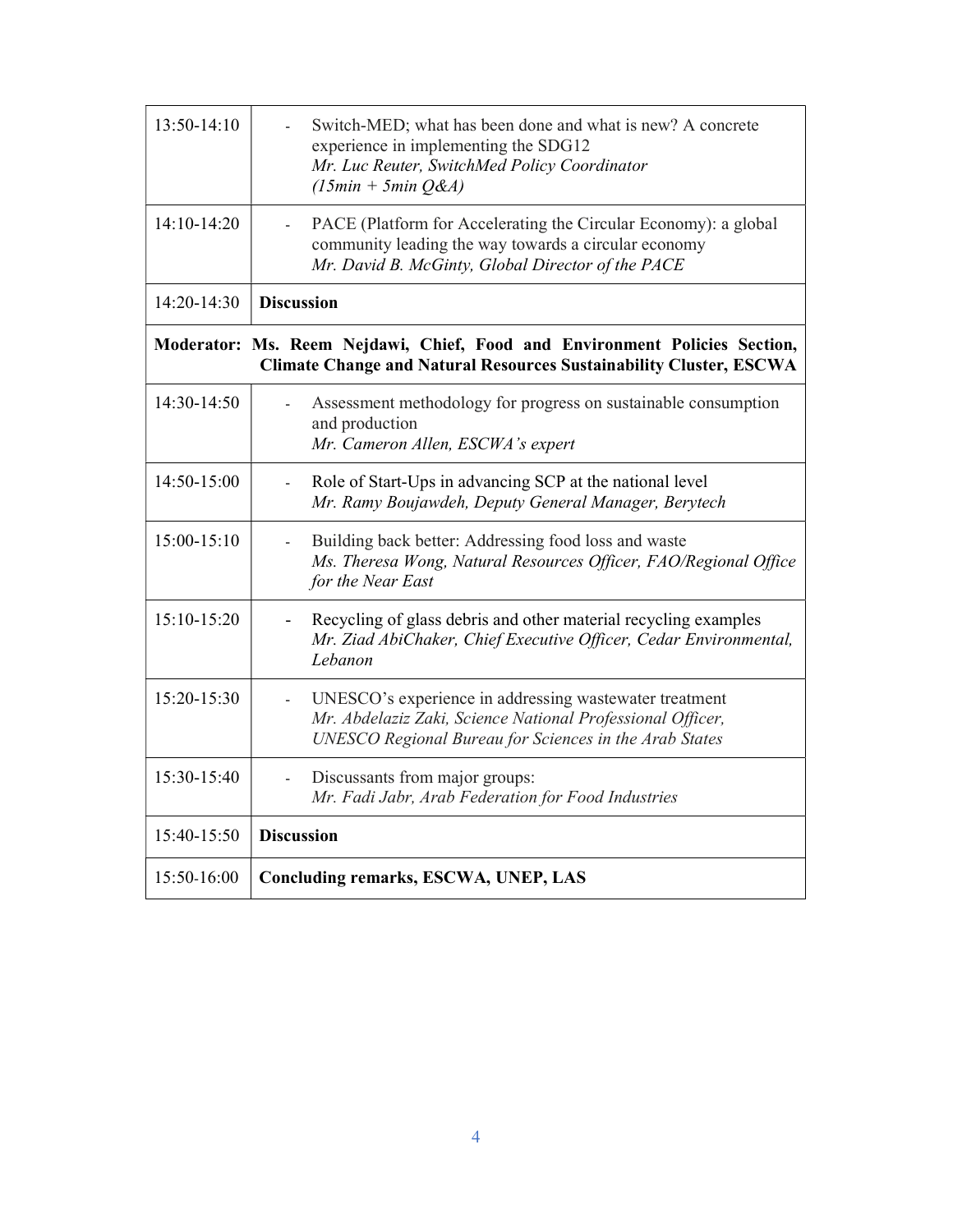| | |
|---|---|
| 13:50-14:10 | - Switch-MED; what has been done and what is new? A concrete experience in implementing the SDG12<br>*Mr. Luc Reuter, SwitchMed Policy Coordinator*<br>*(15min + 5min Q&A)* |
| 14:10-14:20 | - PACE (Platform for Accelerating the Circular Economy): a global community leading the way towards a circular economy<br>*Mr. David B. McGinty, Global Director of the PACE* |
| 14:20-14:30 | **Discussion** |
| **Moderator: Ms. Reem Nejdawi, Chief, Food and Environment Policies Section, Climate Change and Natural Resources Sustainability Cluster, ESCWA** | |
| 14:30-14:50 | - Assessment methodology for progress on sustainable consumption and production<br>*Mr. Cameron Allen, ESCWA's expert* |
| 14:50-15:00 | - Role of Start-Ups in advancing SCP at the national level<br>*Mr. Ramy Boujawdeh, Deputy General Manager, Berytech* |
| 15:00-15:10 | - Building back better: Addressing food loss and waste<br>*Ms. Theresa Wong, Natural Resources Officer, FAO/Regional Office for the Near East* |
| 15:10-15:20 | - Recycling of glass debris and other material recycling examples<br>*Mr. Ziad AbiChaker, Chief Executive Officer, Cedar Environmental, Lebanon* |
| 15:20-15:30 | - UNESCO's experience in addressing wastewater treatment<br>*Mr. Abdelaziz Zaki, Science National Professional Officer, UNESCO Regional Bureau for Sciences in the Arab States* |
| 15:30-15:40 | - Discussants from major groups:<br>*Mr. Fadi Jabr, Arab Federation for Food Industries* |
| 15:40-15:50 | **Discussion** |
| 15:50-16:00 | **Concluding remarks, ESCWA, UNEP, LAS** |